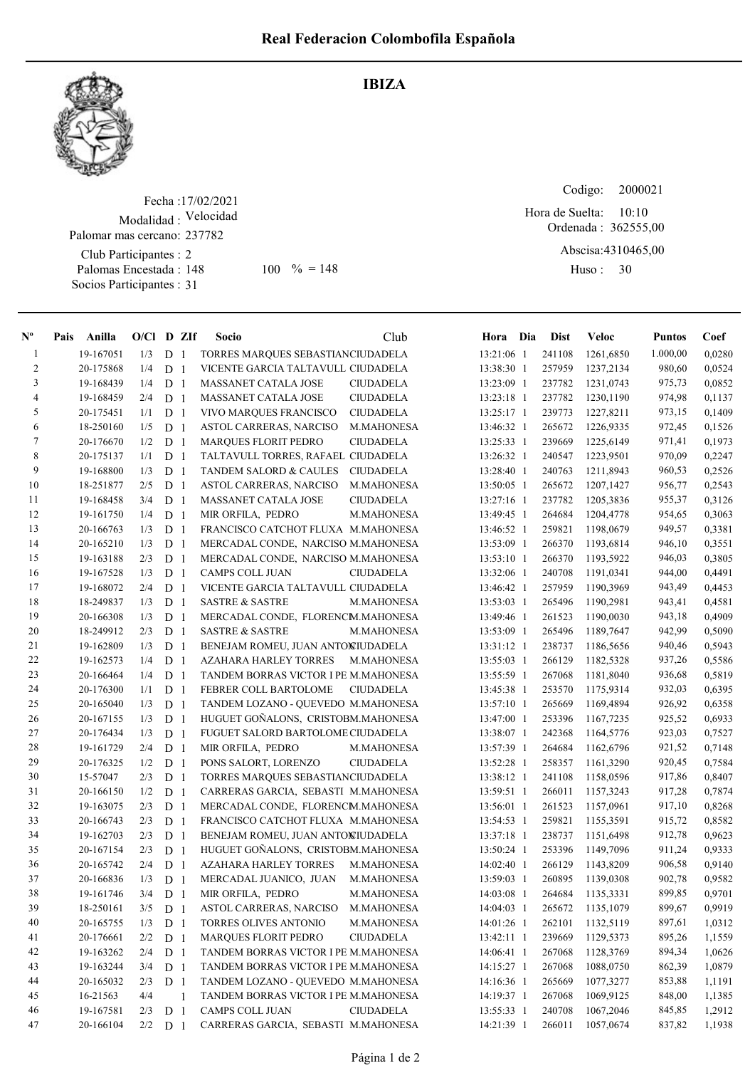# Real Federacion Colombofila Española

## IBIZA

Fecha :17/02/2021
Modalidad : Velocidad
Palomar mas cercano: 237782
Club Participantes : 2
Palomas Encestada : 148 100 % = 148
Socios Participantes : 31

Codigo: 2000021
Hora de Suelta: 10:10
Ordenada : 362555,00
Abscisa:4310465,00
Huso : 30

| Nº | Pais | Anilla | O/Cl | D | ZIf | Socio | Club | Hora | Dia | Dist | Veloc | Puntos | Coef |
|---|---|---|---|---|---|---|---|---|---|---|---|---|---|
| 1 | | 19-167051 | 1/3 | D | 1 | TORRES MARQUES SEBASTIAN | CIUDADELA | 13:21:06 | 1 | 241108 | 1261,6850 | 1.000,00 | 0,0280 |
| 2 | | 20-175868 | 1/4 | D | 1 | VICENTE GARCIA TALTAVULL | CIUDADELA | 13:38:30 | 1 | 257959 | 1237,2134 | 980,60 | 0,0524 |
| 3 | | 19-168439 | 1/4 | D | 1 | MASSANET CATALA JOSE | CIUDADELA | 13:23:09 | 1 | 237782 | 1231,0743 | 975,73 | 0,0852 |
| 4 | | 19-168459 | 2/4 | D | 1 | MASSANET CATALA JOSE | CIUDADELA | 13:23:18 | 1 | 237782 | 1230,1190 | 974,98 | 0,1137 |
| 5 | | 20-175451 | 1/1 | D | 1 | VIVO MARQUES FRANCISCO | CIUDADELA | 13:25:17 | 1 | 239773 | 1227,8211 | 973,15 | 0,1409 |
| 6 | | 18-250160 | 1/5 | D | 1 | ASTOL CARRERAS, NARCISO | M.MAHONESA | 13:46:32 | 1 | 265672 | 1226,9335 | 972,45 | 0,1526 |
| 7 | | 20-176670 | 1/2 | D | 1 | MARQUES FLORIT PEDRO | CIUDADELA | 13:25:33 | 1 | 239669 | 1225,6149 | 971,41 | 0,1973 |
| 8 | | 20-175137 | 1/1 | D | 1 | TALTAVULL TORRES, RAFAEL | CIUDADELA | 13:26:32 | 1 | 240547 | 1223,9501 | 970,09 | 0,2247 |
| 9 | | 19-168800 | 1/3 | D | 1 | TANDEM SALORD & CAULES | CIUDADELA | 13:28:40 | 1 | 240763 | 1211,8943 | 960,53 | 0,2526 |
| 10 | | 18-251877 | 2/5 | D | 1 | ASTOL CARRERAS, NARCISO | M.MAHONESA | 13:50:05 | 1 | 265672 | 1207,1427 | 956,77 | 0,2543 |
| 11 | | 19-168458 | 3/4 | D | 1 | MASSANET CATALA JOSE | CIUDADELA | 13:27:16 | 1 | 237782 | 1205,3836 | 955,37 | 0,3126 |
| 12 | | 19-161750 | 1/4 | D | 1 | MIR ORFILA, PEDRO | M.MAHONESA | 13:49:45 | 1 | 264684 | 1204,4778 | 954,65 | 0,3063 |
| 13 | | 20-166763 | 1/3 | D | 1 | FRANCISCO CATCHOT FLUXA | M.MAHONESA | 13:46:52 | 1 | 259821 | 1198,0679 | 949,57 | 0,3381 |
| 14 | | 20-165210 | 1/3 | D | 1 | MERCADAL CONDE, NARCISO | M.MAHONESA | 13:53:09 | 1 | 266370 | 1193,6814 | 946,10 | 0,3551 |
| 15 | | 19-163188 | 2/3 | D | 1 | MERCADAL CONDE, NARCISO | M.MAHONESA | 13:53:10 | 1 | 266370 | 1193,5922 | 946,03 | 0,3805 |
| 16 | | 19-167528 | 1/3 | D | 1 | CAMPS COLL JUAN | CIUDADELA | 13:32:06 | 1 | 240708 | 1191,0341 | 944,00 | 0,4491 |
| 17 | | 19-168072 | 2/4 | D | 1 | VICENTE GARCIA TALTAVULL | CIUDADELA | 13:46:42 | 1 | 257959 | 1190,3969 | 943,49 | 0,4453 |
| 18 | | 18-249837 | 1/3 | D | 1 | SASTRE & SASTRE | M.MAHONESA | 13:53:03 | 1 | 265496 | 1190,2981 | 943,41 | 0,4581 |
| 19 | | 20-166308 | 1/3 | D | 1 | MERCADAL CONDE, FLORENCI | M.MAHONESA | 13:49:46 | 1 | 261523 | 1190,0030 | 943,18 | 0,4909 |
| 20 | | 18-249912 | 2/3 | D | 1 | SASTRE & SASTRE | M.MAHONESA | 13:53:09 | 1 | 265496 | 1189,7647 | 942,99 | 0,5090 |
| 21 | | 19-162809 | 1/3 | D | 1 | BENEJAM ROMEU, JUAN ANTONI | CIUDADELA | 13:31:12 | 1 | 238737 | 1186,5656 | 940,46 | 0,5943 |
| 22 | | 19-162573 | 1/4 | D | 1 | AZAHARA HARLEY TORRES | M.MAHONESA | 13:55:03 | 1 | 266129 | 1182,5328 | 937,26 | 0,5586 |
| 23 | | 20-166464 | 1/4 | D | 1 | TANDEM BORRAS VICTOR I PE | M.MAHONESA | 13:55:59 | 1 | 267068 | 1181,8040 | 936,68 | 0,5819 |
| 24 | | 20-176300 | 1/1 | D | 1 | FEBRER COLL BARTOLOME | CIUDADELA | 13:45:38 | 1 | 253570 | 1175,9314 | 932,03 | 0,6395 |
| 25 | | 20-165040 | 1/3 | D | 1 | TANDEM LOZANO - QUEVEDO | M.MAHONESA | 13:57:10 | 1 | 265669 | 1169,4894 | 926,92 | 0,6358 |
| 26 | | 20-167155 | 1/3 | D | 1 | HUGUET GOÑALONS, CRISTOB | M.MAHONESA | 13:47:00 | 1 | 253396 | 1167,7235 | 925,52 | 0,6933 |
| 27 | | 20-176434 | 1/3 | D | 1 | FUGUET SALORD BARTOLOME | CIUDADELA | 13:38:07 | 1 | 242368 | 1164,5776 | 923,03 | 0,7527 |
| 28 | | 19-161729 | 2/4 | D | 1 | MIR ORFILA, PEDRO | M.MAHONESA | 13:57:39 | 1 | 264684 | 1162,6796 | 921,52 | 0,7148 |
| 29 | | 20-176325 | 1/2 | D | 1 | PONS SALORT, LORENZO | CIUDADELA | 13:52:28 | 1 | 258357 | 1161,3290 | 920,45 | 0,7584 |
| 30 | | 15-57047 | 2/3 | D | 1 | TORRES MARQUES SEBASTIAN | CIUDADELA | 13:38:12 | 1 | 241108 | 1158,0596 | 917,86 | 0,8407 |
| 31 | | 20-166150 | 1/2 | D | 1 | CARRERAS GARCIA, SEBASTI | M.MAHONESA | 13:59:51 | 1 | 266011 | 1157,3243 | 917,28 | 0,7874 |
| 32 | | 19-163075 | 2/3 | D | 1 | MERCADAL CONDE, FLORENCI | M.MAHONESA | 13:56:01 | 1 | 261523 | 1157,0961 | 917,10 | 0,8268 |
| 33 | | 20-166743 | 2/3 | D | 1 | FRANCISCO CATCHOT FLUXA | M.MAHONESA | 13:54:53 | 1 | 259821 | 1155,3591 | 915,72 | 0,8582 |
| 34 | | 19-162703 | 2/3 | D | 1 | BENEJAM ROMEU, JUAN ANTONI | CIUDADELA | 13:37:18 | 1 | 238737 | 1151,6498 | 912,78 | 0,9623 |
| 35 | | 20-167154 | 2/3 | D | 1 | HUGUET GOÑALONS, CRISTOB | M.MAHONESA | 13:50:24 | 1 | 253396 | 1149,7096 | 911,24 | 0,9333 |
| 36 | | 20-165742 | 2/4 | D | 1 | AZAHARA HARLEY TORRES | M.MAHONESA | 14:02:40 | 1 | 266129 | 1143,8209 | 906,58 | 0,9140 |
| 37 | | 20-166836 | 1/3 | D | 1 | MERCADAL JUANICO, JUAN | M.MAHONESA | 13:59:03 | 1 | 260895 | 1139,0308 | 902,78 | 0,9582 |
| 38 | | 19-161746 | 3/4 | D | 1 | MIR ORFILA, PEDRO | M.MAHONESA | 14:03:08 | 1 | 264684 | 1135,3331 | 899,85 | 0,9701 |
| 39 | | 18-250161 | 3/5 | D | 1 | ASTOL CARRERAS, NARCISO | M.MAHONESA | 14:04:03 | 1 | 265672 | 1135,1079 | 899,67 | 0,9919 |
| 40 | | 20-165755 | 1/3 | D | 1 | TORRES OLIVES ANTONIO | M.MAHONESA | 14:01:26 | 1 | 262101 | 1132,5119 | 897,61 | 1,0312 |
| 41 | | 20-176661 | 2/2 | D | 1 | MARQUES FLORIT PEDRO | CIUDADELA | 13:42:11 | 1 | 239669 | 1129,5373 | 895,26 | 1,1559 |
| 42 | | 19-163262 | 2/4 | D | 1 | TANDEM BORRAS VICTOR I PE | M.MAHONESA | 14:06:41 | 1 | 267068 | 1128,3769 | 894,34 | 1,0626 |
| 43 | | 19-163244 | 3/4 | D | 1 | TANDEM BORRAS VICTOR I PE | M.MAHONESA | 14:15:27 | 1 | 267068 | 1088,0750 | 862,39 | 1,0879 |
| 44 | | 20-165032 | 2/3 | D | 1 | TANDEM LOZANO - QUEVEDO | M.MAHONESA | 14:16:36 | 1 | 265669 | 1077,3277 | 853,88 | 1,1191 |
| 45 | | 16-21563 | 4/4 | | 1 | TANDEM BORRAS VICTOR I PE | M.MAHONESA | 14:19:37 | 1 | 267068 | 1069,9125 | 848,00 | 1,1385 |
| 46 | | 19-167581 | 2/3 | D | 1 | CAMPS COLL JUAN | CIUDADELA | 13:55:33 | 1 | 240708 | 1067,2046 | 845,85 | 1,2912 |
| 47 | | 20-166104 | 2/2 | D | 1 | CARRERAS GARCIA, SEBASTI | M.MAHONESA | 14:21:39 | 1 | 266011 | 1057,0674 | 837,82 | 1,1938 |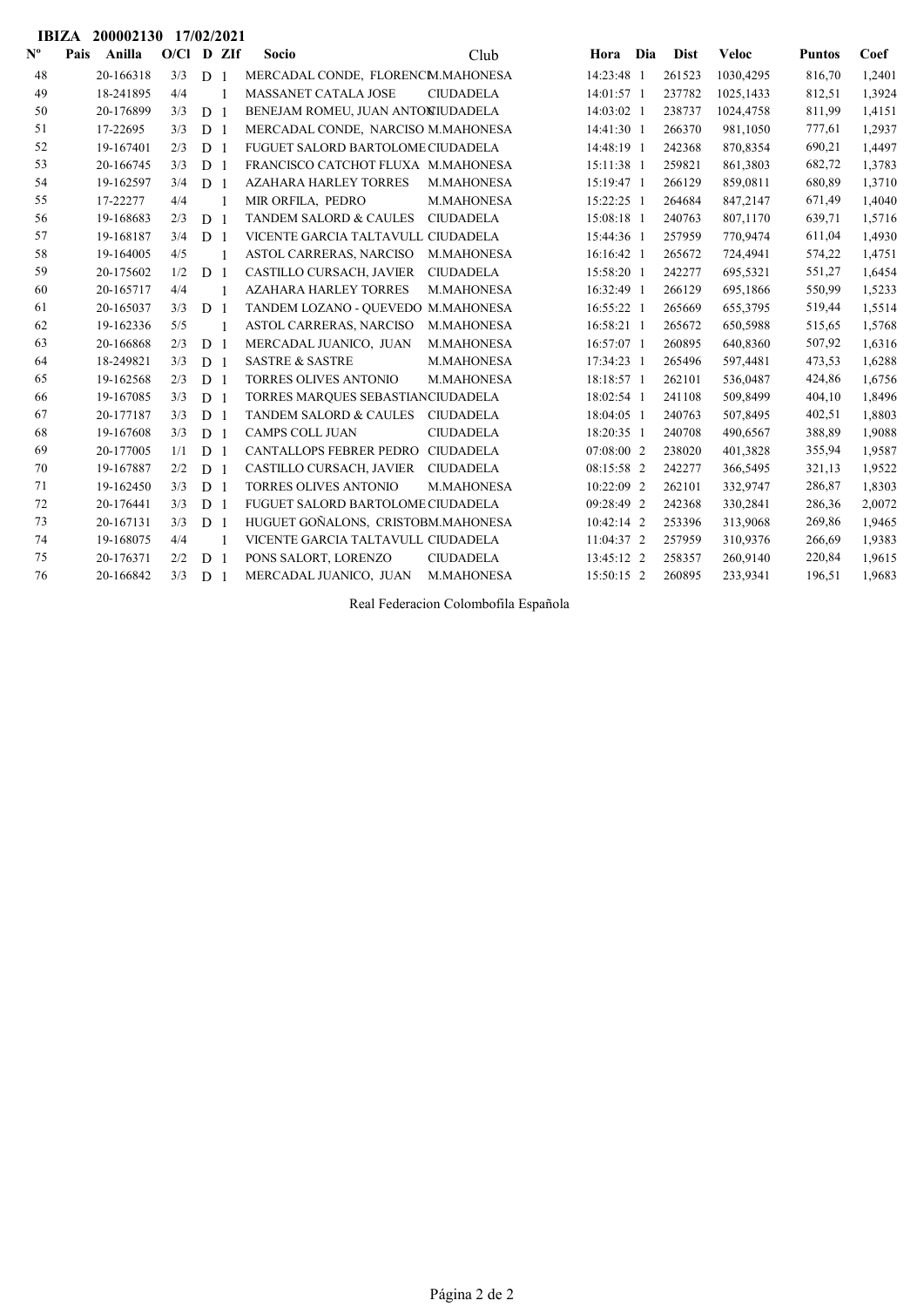**IBIZA 200002130 17/02/2021**

| Nº | Pais | Anilla | O/Cl | D | ZIf | Socio | Club | Hora | Dia | Dist | Veloc | Puntos | Coef |
|---|---|---|---|---|---|---|---|---|---|---|---|---|---|
| 48 | | 20-166318 | 3/3 | D | 1 | MERCADAL CONDE, FLORENCI | M.MAHONESA | 14:23:48 | 1 | 261523 | 1030,4295 | 816,70 | 1,2401 |
| 49 | | 18-241895 | 4/4 | | 1 | MASSANET CATALA JOSE | CIUDADELA | 14:01:57 | 1 | 237782 | 1025,1433 | 812,51 | 1,3924 |
| 50 | | 20-176899 | 3/3 | D | 1 | BENEJAM ROMEU, JUAN ANTONI | CIUDADELA | 14:03:02 | 1 | 238737 | 1024,4758 | 811,99 | 1,4151 |
| 51 | | 17-22695 | 3/3 | D | 1 | MERCADAL CONDE, NARCISO | M.MAHONESA | 14:41:30 | 1 | 266370 | 981,1050 | 777,61 | 1,2937 |
| 52 | | 19-167401 | 2/3 | D | 1 | FUGUET SALORD BARTOLOME | CIUDADELA | 14:48:19 | 1 | 242368 | 870,8354 | 690,21 | 1,4497 |
| 53 | | 20-166745 | 3/3 | D | 1 | FRANCISCO CATCHOT FLUXA | M.MAHONESA | 15:11:38 | 1 | 259821 | 861,3803 | 682,72 | 1,3783 |
| 54 | | 19-162597 | 3/4 | D | 1 | AZAHARA HARLEY TORRES | M.MAHONESA | 15:19:47 | 1 | 266129 | 859,0811 | 680,89 | 1,3710 |
| 55 | | 17-22277 | 4/4 | | 1 | MIR ORFILA, PEDRO | M.MAHONESA | 15:22:25 | 1 | 264684 | 847,2147 | 671,49 | 1,4040 |
| 56 | | 19-168683 | 2/3 | D | 1 | TANDEM SALORD & CAULES | CIUDADELA | 15:08:18 | 1 | 240763 | 807,1170 | 639,71 | 1,5716 |
| 57 | | 19-168187 | 3/4 | D | 1 | VICENTE GARCIA TALTAVULL | CIUDADELA | 15:44:36 | 1 | 257959 | 770,9474 | 611,04 | 1,4930 |
| 58 | | 19-164005 | 4/5 | | 1 | ASTOL CARRERAS, NARCISO | M.MAHONESA | 16:16:42 | 1 | 265672 | 724,4941 | 574,22 | 1,4751 |
| 59 | | 20-175602 | 1/2 | D | 1 | CASTILLO CURSACH, JAVIER | CIUDADELA | 15:58:20 | 1 | 242277 | 695,5321 | 551,27 | 1,6454 |
| 60 | | 20-165717 | 4/4 | | 1 | AZAHARA HARLEY TORRES | M.MAHONESA | 16:32:49 | 1 | 266129 | 695,1866 | 550,99 | 1,5233 |
| 61 | | 20-165037 | 3/3 | D | 1 | TANDEM LOZANO - QUEVEDO | M.MAHONESA | 16:55:22 | 1 | 265669 | 655,3795 | 519,44 | 1,5514 |
| 62 | | 19-162336 | 5/5 | | 1 | ASTOL CARRERAS, NARCISO | M.MAHONESA | 16:58:21 | 1 | 265672 | 650,5988 | 515,65 | 1,5768 |
| 63 | | 20-166868 | 2/3 | D | 1 | MERCADAL JUANICO, JUAN | M.MAHONESA | 16:57:07 | 1 | 260895 | 640,8360 | 507,92 | 1,6316 |
| 64 | | 18-249821 | 3/3 | D | 1 | SASTRE & SASTRE | M.MAHONESA | 17:34:23 | 1 | 265496 | 597,4481 | 473,53 | 1,6288 |
| 65 | | 19-162568 | 2/3 | D | 1 | TORRES OLIVES ANTONIO | M.MAHONESA | 18:18:57 | 1 | 262101 | 536,0487 | 424,86 | 1,6756 |
| 66 | | 19-167085 | 3/3 | D | 1 | TORRES MARQUES SEBASTIAN | CIUDADELA | 18:02:54 | 1 | 241108 | 509,8499 | 404,10 | 1,8496 |
| 67 | | 20-177187 | 3/3 | D | 1 | TANDEM SALORD & CAULES | CIUDADELA | 18:04:05 | 1 | 240763 | 507,8495 | 402,51 | 1,8803 |
| 68 | | 19-167608 | 3/3 | D | 1 | CAMPS COLL JUAN | CIUDADELA | 18:20:35 | 1 | 240708 | 490,6567 | 388,89 | 1,9088 |
| 69 | | 20-177005 | 1/1 | D | 1 | CANTALLOPS FEBRER PEDRO | CIUDADELA | 07:08:00 | 2 | 238020 | 401,3828 | 355,94 | 1,9587 |
| 70 | | 19-167887 | 2/2 | D | 1 | CASTILLO CURSACH, JAVIER | CIUDADELA | 08:15:58 | 2 | 242277 | 366,5495 | 321,13 | 1,9522 |
| 71 | | 19-162450 | 3/3 | D | 1 | TORRES OLIVES ANTONIO | M.MAHONESA | 10:22:09 | 2 | 262101 | 332,9747 | 286,87 | 1,8303 |
| 72 | | 20-176441 | 3/3 | D | 1 | FUGUET SALORD BARTOLOME | CIUDADELA | 09:28:49 | 2 | 242368 | 330,2841 | 286,36 | 2,0072 |
| 73 | | 20-167131 | 3/3 | D | 1 | HUGUET GOÑALONS, CRISTOB | M.MAHONESA | 10:42:14 | 2 | 253396 | 313,9068 | 269,86 | 1,9465 |
| 74 | | 19-168075 | 4/4 | | 1 | VICENTE GARCIA TALTAVULL | CIUDADELA | 11:04:37 | 2 | 257959 | 310,9376 | 266,69 | 1,9383 |
| 75 | | 20-176371 | 2/2 | D | 1 | PONS SALORT, LORENZO | CIUDADELA | 13:45:12 | 2 | 258357 | 260,9140 | 220,84 | 1,9615 |
| 76 | | 20-166842 | 3/3 | D | 1 | MERCADAL JUANICO, JUAN | M.MAHONESA | 15:50:15 | 2 | 260895 | 233,9341 | 196,51 | 1,9683 |

Real Federacion Colombofila Española